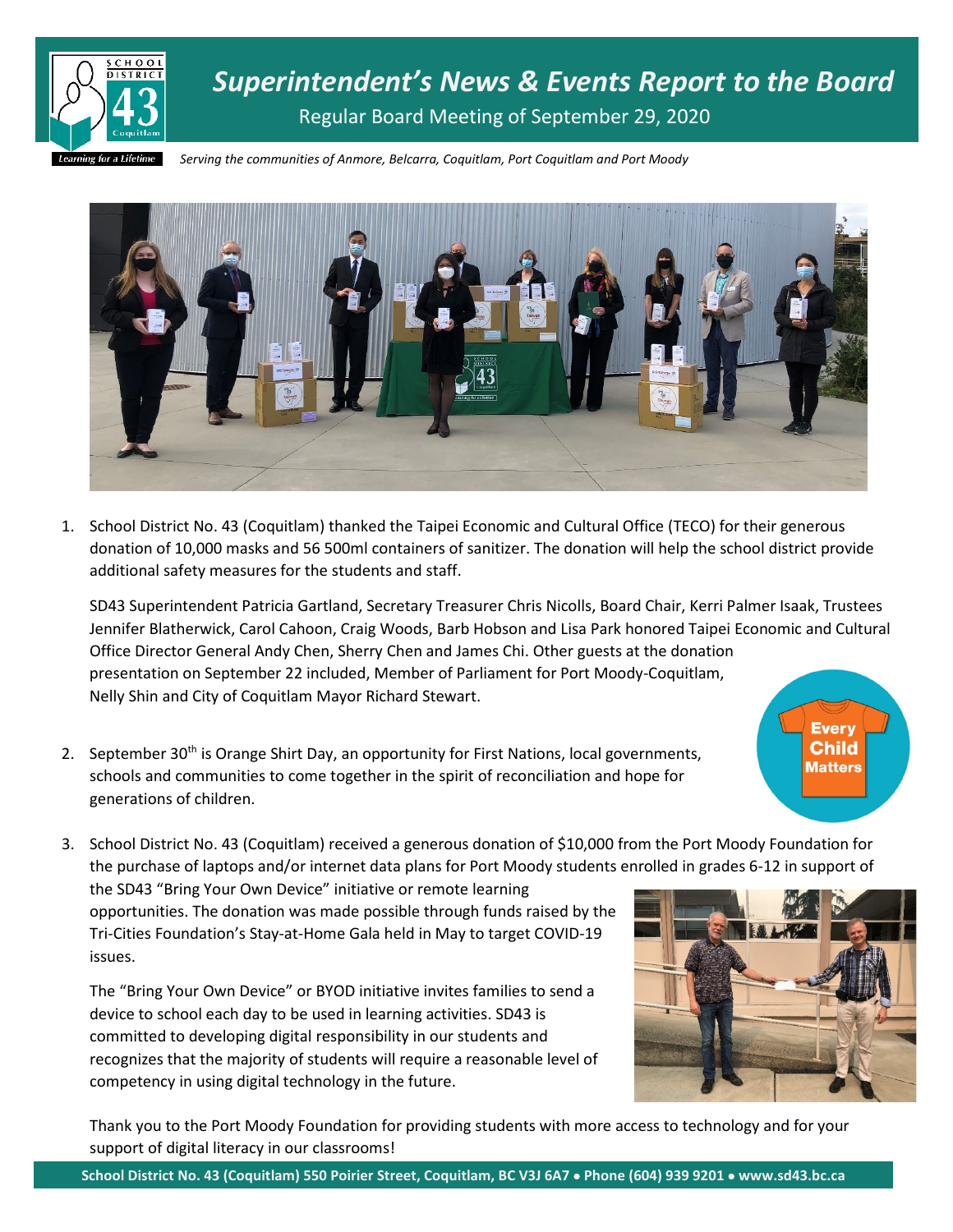# *Superintendent's News & Events Report to the Board*

Regular Board Meeting of September 29, 2020

*Serving the communities of Anmore, Belcarra, Coquitlam, Port Coquitlam and Port Moody*

1. School District No. 43 (Coquitlam) thanked the Taipei Economic and Cultural Office (TECO) for their generous donation of 10,000 masks and 56 500ml containers of sanitizer. The donation will help the school district provide additional safety measures for the students and staff.

   SD43 Superintendent Patricia Gartland, Secretary Treasurer Chris Nicolls, Board Chair, Kerri Palmer Isaak, Trustees Jennifer Blatherwick, Carol Cahoon, Craig Woods, Barb Hobson and Lisa Park honored Taipei Economic and Cultural Office Director General Andy Chen, Sherry Chen and James Chi. Other guests at the donation presentation on September 22 included, Member of Parliament for Port Moody-Coquitlam, Nelly Shin and City of Coquitlam Mayor Richard Stewart.

2. September 30th is Orange Shirt Day, an opportunity for First Nations, local governments, schools and communities to come together in the spirit of reconciliation and hope for generations of children.

3. School District No. 43 (Coquitlam) received a generous donation of $10,000 from the Port Moody Foundation for the purchase of laptops and/or internet data plans for Port Moody students enrolled in grades 6-12 in support of the SD43 "Bring Your Own Device" initiative or remote learning opportunities. The donation was made possible through funds raised by the Tri-Cities Foundation's Stay-at-Home Gala held in May to target COVID-19 issues.

   The "Bring Your Own Device" or BYOD initiative invites families to send a device to school each day to be used in learning activities. SD43 is committed to developing digital responsibility in our students and recognizes that the majority of students will require a reasonable level of competency in using digital technology in the future.

   Thank you to the Port Moody Foundation for providing students with more access to technology and for your support of digital literacy in our classrooms!

**School District No. 43 (Coquitlam) 550 Poirier Street, Coquitlam, BC V3J 6A7 • Phone (604) 939 9201 • www.sd43.bc.ca**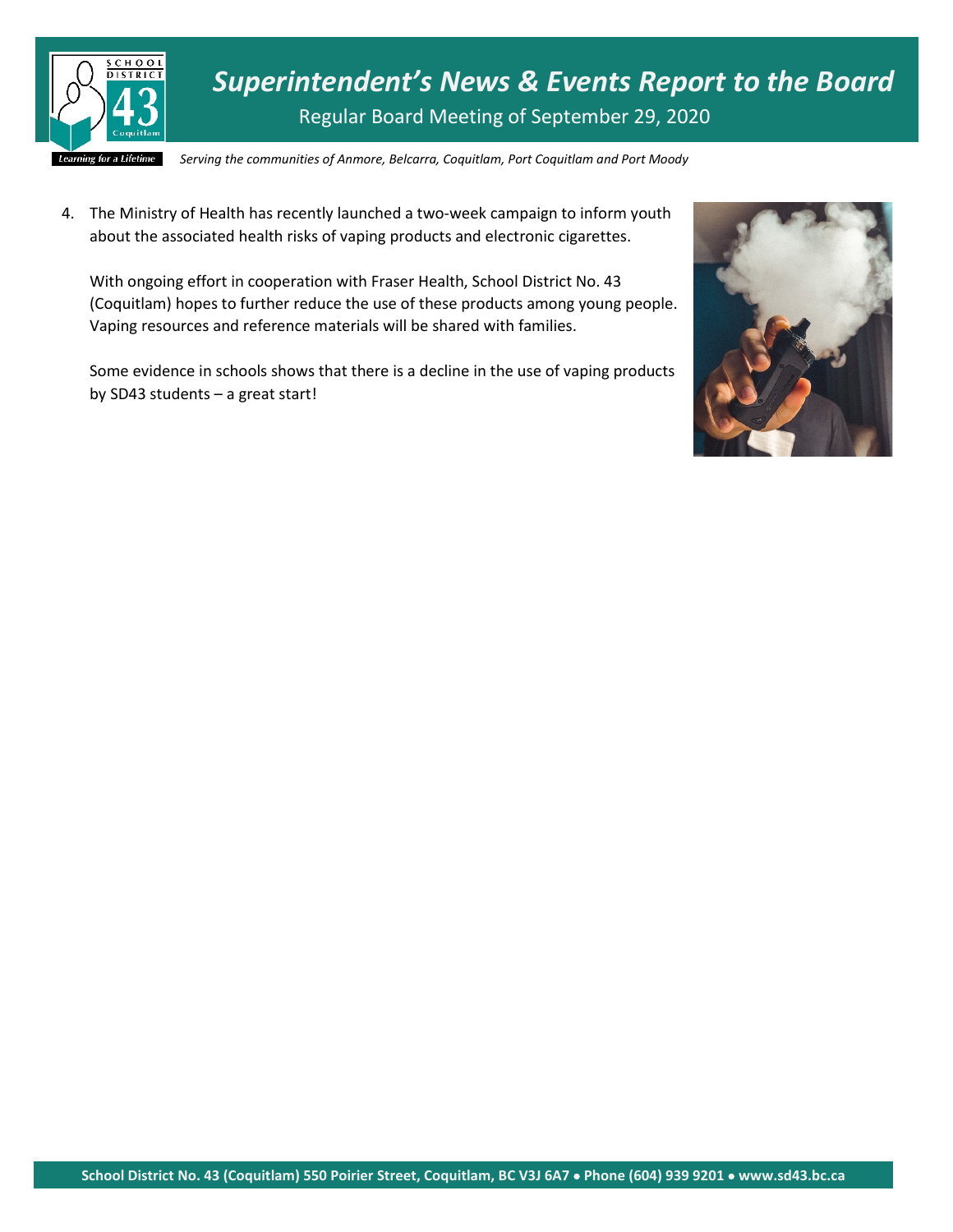4. The Ministry of Health has recently launched a two-week campaign to inform youth about the associated health risks of vaping products and electronic cigarettes.

   With ongoing effort in cooperation with Fraser Health, School District No. 43 (Coquitlam) hopes to further reduce the use of these products among young people. Vaping resources and reference materials will be shared with families.

   Some evidence in schools shows that there is a decline in the use of vaping products by SD43 students – a great start!